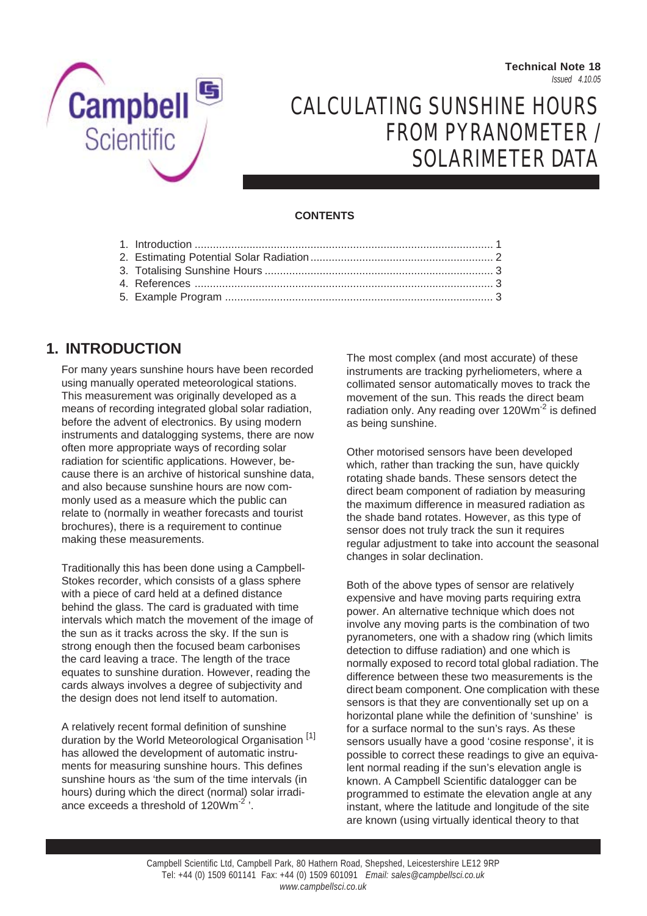**Technical Note 18**
*Issued 4.10.05*

# CALCULATING SUNSHINE HOURS FROM PYRANOMETER / SOLARIMETER DATA

**CONTENTS**

1. Introduction .......... 1
2. Estimating Potential Solar Radiation .......... 2
3. Totalising Sunshine Hours .......... 3
4. References .......... 3
5. Example Program .......... 3

## 1. INTRODUCTION

For many years sunshine hours have been recorded using manually operated meteorological stations. This measurement was originally developed as a means of recording integrated global solar radiation, before the advent of electronics. By using modern instruments and datalogging systems, there are now often more appropriate ways of recording solar radiation for scientific applications. However, because there is an archive of historical sunshine data, and also because sunshine hours are now commonly used as a measure which the public can relate to (normally in weather forecasts and tourist brochures), there is a requirement to continue making these measurements.

Traditionally this has been done using a Campbell-Stokes recorder, which consists of a glass sphere with a piece of card held at a defined distance behind the glass. The card is graduated with time intervals which match the movement of the image of the sun as it tracks across the sky. If the sun is strong enough then the focused beam carbonises the card leaving a trace. The length of the trace equates to sunshine duration. However, reading the cards always involves a degree of subjectivity and the design does not lend itself to automation.

A relatively recent formal definition of sunshine duration by the World Meteorological Organisation [1] has allowed the development of automatic instruments for measuring sunshine hours. This defines sunshine hours as 'the sum of the time intervals (in hours) during which the direct (normal) solar irradiance exceeds a threshold of $120Wm^{-2}$'.

The most complex (and most accurate) of these instruments are tracking pyrheliometers, where a collimated sensor automatically moves to track the movement of the sun. This reads the direct beam radiation only. Any reading over $120Wm^{-2}$ is defined as being sunshine.

Other motorised sensors have been developed which, rather than tracking the sun, have quickly rotating shade bands. These sensors detect the direct beam component of radiation by measuring the maximum difference in measured radiation as the shade band rotates. However, as this type of sensor does not truly track the sun it requires regular adjustment to take into account the seasonal changes in solar declination.

Both of the above types of sensor are relatively expensive and have moving parts requiring extra power. An alternative technique which does not involve any moving parts is the combination of two pyranometers, one with a shadow ring (which limits detection to diffuse radiation) and one which is normally exposed to record total global radiation. The difference between these two measurements is the direct beam component. One complication with these sensors is that they are conventionally set up on a horizontal plane while the definition of 'sunshine' is for a surface normal to the sun's rays. As these sensors usually have a good 'cosine response', it is possible to correct these readings to give an equivalent normal reading if the sun's elevation angle is known. A Campbell Scientific datalogger can be programmed to estimate the elevation angle at any instant, where the latitude and longitude of the site are known (using virtually identical theory to that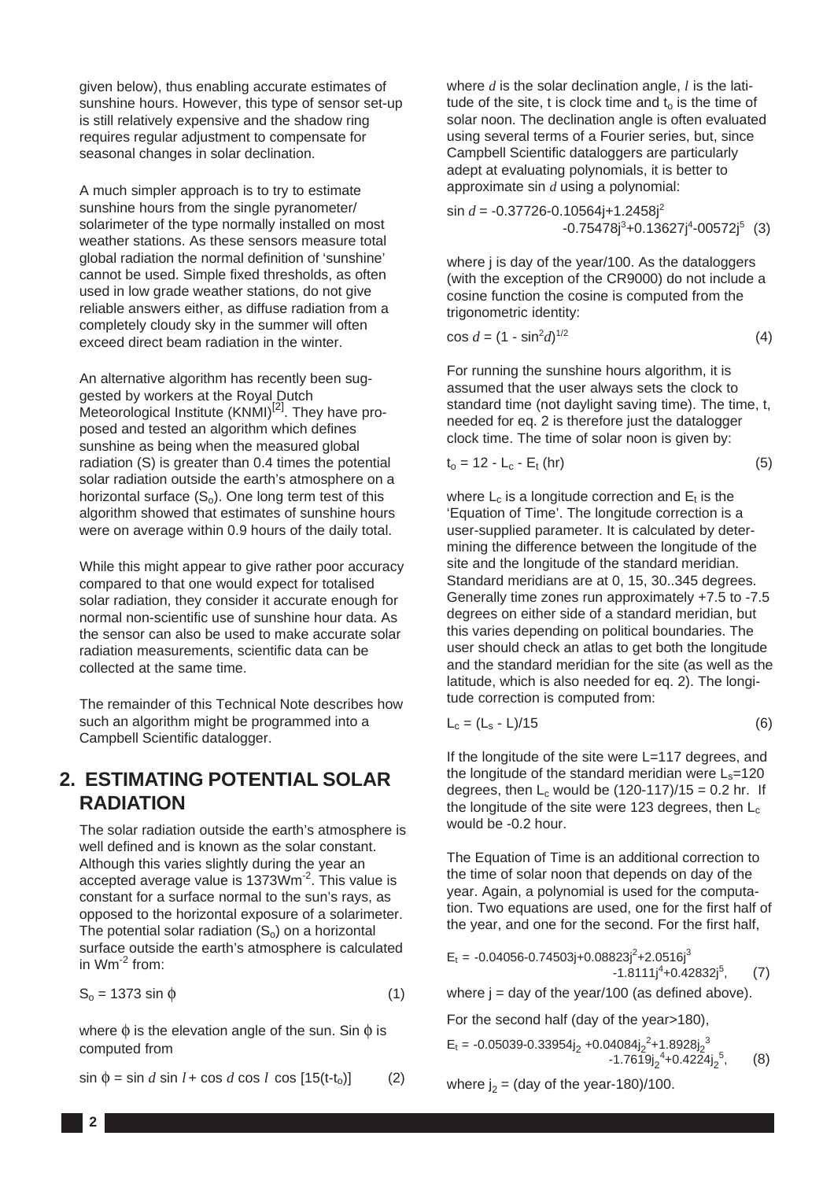given below), thus enabling accurate estimates of sunshine hours. However, this type of sensor set-up is still relatively expensive and the shadow ring requires regular adjustment to compensate for seasonal changes in solar declination.

A much simpler approach is to try to estimate sunshine hours from the single pyranometer/ solarimeter of the type normally installed on most weather stations. As these sensors measure total global radiation the normal definition of 'sunshine' cannot be used. Simple fixed thresholds, as often used in low grade weather stations, do not give reliable answers either, as diffuse radiation from a completely cloudy sky in the summer will often exceed direct beam radiation in the winter.

An alternative algorithm has recently been suggested by workers at the Royal Dutch Meteorological Institute (KNMI)[2]. They have proposed and tested an algorithm which defines sunshine as being when the measured global radiation (S) is greater than 0.4 times the potential solar radiation outside the earth's atmosphere on a horizontal surface ($S_o$). One long term test of this algorithm showed that estimates of sunshine hours were on average within 0.9 hours of the daily total.

While this might appear to give rather poor accuracy compared to that one would expect for totalised solar radiation, they consider it accurate enough for normal non-scientific use of sunshine hour data. As the sensor can also be used to make accurate solar radiation measurements, scientific data can be collected at the same time.

The remainder of this Technical Note describes how such an algorithm might be programmed into a Campbell Scientific datalogger.

## 2. ESTIMATING POTENTIAL SOLAR RADIATION

The solar radiation outside the earth's atmosphere is well defined and is known as the solar constant. Although this varies slightly during the year an accepted average value is 1373Wm$^{-2}$. This value is constant for a surface normal to the sun's rays, as opposed to the horizontal exposure of a solarimeter. The potential solar radiation ($S_o$) on a horizontal surface outside the earth's atmosphere is calculated in Wm$^{-2}$ from:

$$S_o = 1373 \sin \phi \tag{1}$$

where $\phi$ is the elevation angle of the sun. Sin $\phi$ is computed from

$$\sin \phi = \sin d \sin l + \cos d \cos l \; \cos [15(t\text{-}t_o)] \tag{2}$$

where $d$ is the solar declination angle, $l$ is the latitude of the site, t is clock time and $t_o$ is the time of solar noon. The declination angle is often evaluated using several terms of a Fourier series, but, since Campbell Scientific dataloggers are particularly adept at evaluating polynomials, it is better to approximate sin $d$ using a polynomial:

$$\sin d = -0.37726\text{-}0.10564j\text{+}1.2458j^2 \text{-}0.75478j^3\text{+}0.13627j^4\text{-}00572j^5 \tag{3}$$

where j is day of the year/100. As the dataloggers (with the exception of the CR9000) do not include a cosine function the cosine is computed from the trigonometric identity:

$$\cos d = (1 - \sin^2 d)^{1/2} \tag{4}$$

For running the sunshine hours algorithm, it is assumed that the user always sets the clock to standard time (not daylight saving time). The time, t, needed for eq. 2 is therefore just the datalogger clock time. The time of solar noon is given by:

$$t_o = 12 - L_c - E_t \text{ (hr)} \tag{5}$$

where $L_c$ is a longitude correction and $E_t$ is the 'Equation of Time'. The longitude correction is a user-supplied parameter. It is calculated by determining the difference between the longitude of the site and the longitude of the standard meridian. Standard meridians are at 0, 15, 30..345 degrees. Generally time zones run approximately +7.5 to -7.5 degrees on either side of a standard meridian, but this varies depending on political boundaries. The user should check an atlas to get both the longitude and the standard meridian for the site (as well as the latitude, which is also needed for eq. 2). The longitude correction is computed from:

$$L_c = (L_s - L)/15 \tag{6}$$

If the longitude of the site were L=117 degrees, and the longitude of the standard meridian were $L_s$=120 degrees, then $L_c$ would be (120-117)/15 = 0.2 hr. If the longitude of the site were 123 degrees, then $L_c$ would be -0.2 hour.

The Equation of Time is an additional correction to the time of solar noon that depends on day of the year. Again, a polynomial is used for the computation. Two equations are used, one for the first half of the year, and one for the second. For the first half,

$$E_t = -0.04056\text{-}0.74503j\text{+}0.08823j^2\text{+}2.0516j^3 \text{-}1.8111j^4\text{+}0.42832j^5, \tag{7}$$

where j = day of the year/100 (as defined above).

For the second half (day of the year>180),

$$E_t = -0.05039\text{-}0.33954j_2 \text{+}0.04084j_2^2\text{+}1.8928j_2^3 \text{-}1.7619j_2^4\text{+}0.4224j_2^5, \tag{8}$$

where $j_2$ = (day of the year-180)/100.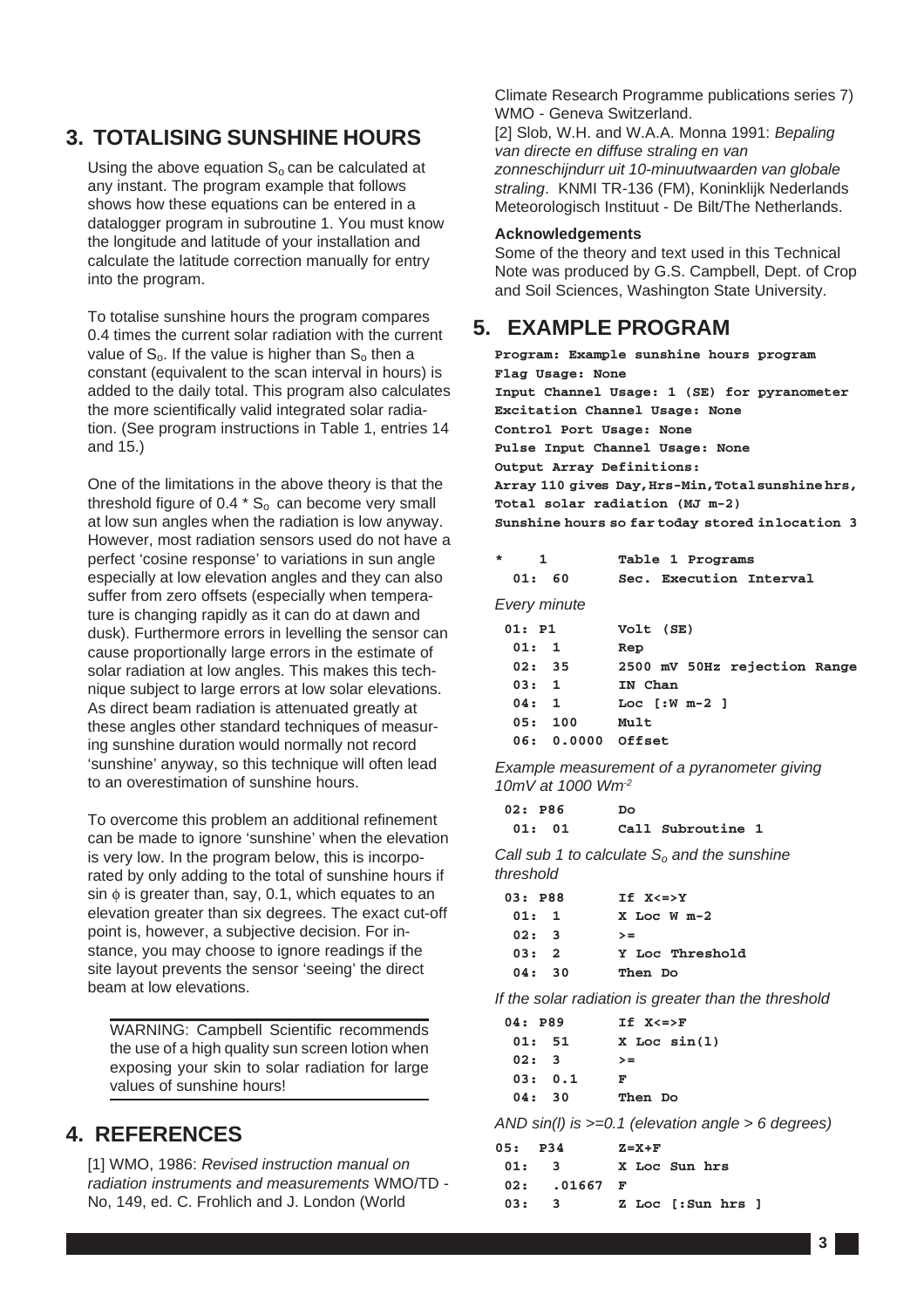## 3. TOTALISING SUNSHINE HOURS

Using the above equation $S_o$ can be calculated at any instant. The program example that follows shows how these equations can be entered in a datalogger program in subroutine 1. You must know the longitude and latitude of your installation and calculate the latitude correction manually for entry into the program.

To totalise sunshine hours the program compares 0.4 times the current solar radiation with the current value of $S_o$. If the value is higher than $S_o$ then a constant (equivalent to the scan interval in hours) is added to the daily total. This program also calculates the more scientifically valid integrated solar radiation. (See program instructions in Table 1, entries 14 and 15.)

One of the limitations in the above theory is that the threshold figure of $0.4 * S_o$ can become very small at low sun angles when the radiation is low anyway. However, most radiation sensors used do not have a perfect 'cosine response' to variations in sun angle especially at low elevation angles and they can also suffer from zero offsets (especially when temperature is changing rapidly as it can do at dawn and dusk). Furthermore errors in levelling the sensor can cause proportionally large errors in the estimate of solar radiation at low angles. This makes this technique subject to large errors at low solar elevations. As direct beam radiation is attenuated greatly at these angles other standard techniques of measuring sunshine duration would normally not record 'sunshine' anyway, so this technique will often lead to an overestimation of sunshine hours.

To overcome this problem an additional refinement can be made to ignore 'sunshine' when the elevation is very low. In the program below, this is incorporated by only adding to the total of sunshine hours if $\sin \phi$ is greater than, say, 0.1, which equates to an elevation greater than six degrees. The exact cut-off point is, however, a subjective decision. For instance, you may choose to ignore readings if the site layout prevents the sensor 'seeing' the direct beam at low elevations.

> WARNING: Campbell Scientific recommends the use of a high quality sun screen lotion when exposing your skin to solar radiation for large values of sunshine hours!

## 4. REFERENCES

[1] WMO, 1986: *Revised instruction manual on radiation instruments and measurements* WMO/TD - No, 149, ed. C. Frohlich and J. London (World Climate Research Programme publications series 7) WMO - Geneva Switzerland.

[2] Slob, W.H. and W.A.A. Monna 1991: *Bepaling van directe en diffuse straling en van zonneschijndurr uit 10-minuutwaarden van globale straling*. KNMI TR-136 (FM), Koninklijk Nederlands Meteorologisch Instituut - De Bilt/The Netherlands.

**Acknowledgements**

Some of the theory and text used in this Technical Note was produced by G.S. Campbell, Dept. of Crop and Soil Sciences, Washington State University.

## 5. EXAMPLE PROGRAM

```
Program: Example sunshine hours program
Flag Usage: None
Input Channel Usage: 1 (SE) for pyranometer
Excitation Channel Usage: None
Control Port Usage: None
Pulse Input Channel Usage: None
Output Array Definitions:
Array 110 gives Day,Hrs-Min,Total sunshine hrs,
Total solar radiation (MJ m-2)
Sunshine hours so far today stored in location 3
```

```
*    1          Table 1 Programs
  01: 60        Sec. Execution Interval
```

*Every minute*

```
 01: P1         Volt (SE)
  01: 1         Rep
  02: 35        2500 mV 50Hz rejection Range
  03: 1         IN Chan
  04: 1         Loc [:W m-2 ]
  05: 100       Mult
  06: 0.0000    Offset
```

*Example measurement of a pyranometer giving 10mV at 1000 Wm$^{-2}$*

```
 02: P86        Do
  01: 01        Call Subroutine 1
```

*Call sub 1 to calculate $S_o$ and the sunshine threshold*

```
 03: P88        If X<=>Y
  01: 1         X Loc W m-2
  02: 3         >=
  03: 2         Y Loc Threshold
  04: 30        Then Do
```

*If the solar radiation is greater than the threshold*

```
 04: P89        If X<=>F
  01: 51        X Loc sin(l)
  02: 3         >=
  03: 0.1       F
  04: 30        Then Do
```

*AND sin(l) is >=0.1 (elevation angle > 6 degrees)*

```
 05:  P34       Z=X+F
  01:   3       X Loc Sun hrs
  02:   .01667  F
  03:   3       Z Loc [:Sun hrs ]
```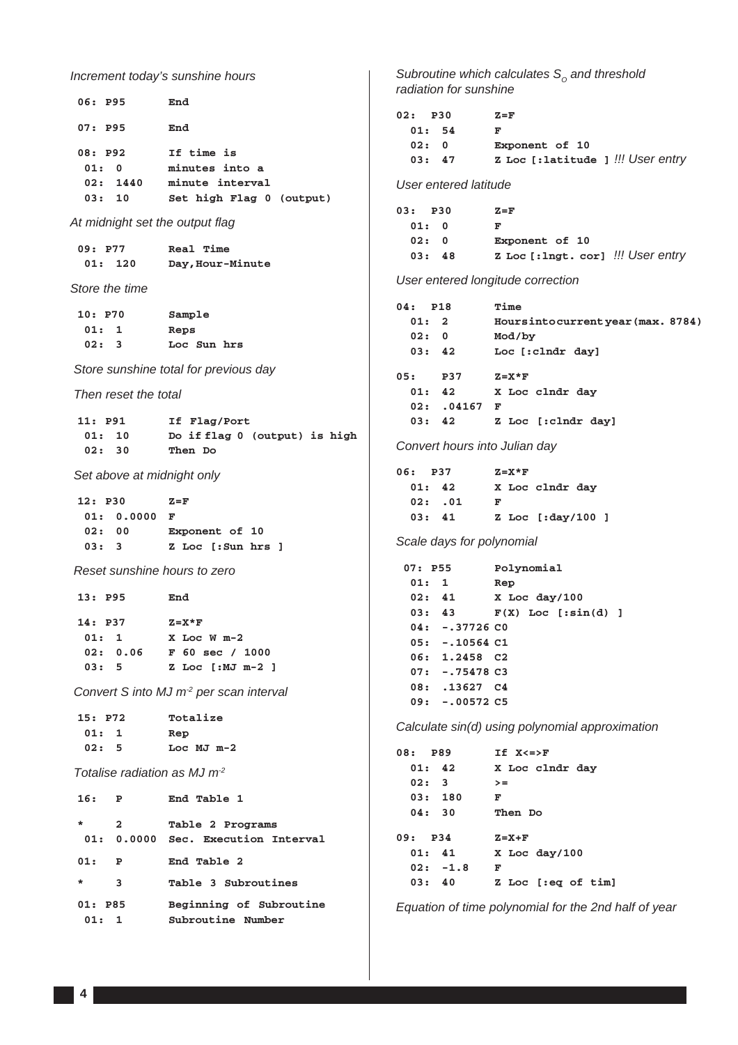*Increment today's sunshine hours*

```
06: P95        End

07: P95        End

08: P92        If time is
 01: 0         minutes into a
 02: 1440      minute interval
 03: 10        Set high Flag 0 (output)
```

*At midnight set the output flag*

```
09: P77        Real Time
 01: 120       Day,Hour-Minute
```

*Store the time*

```
10: P70        Sample
 01: 1         Reps
 02: 3         Loc Sun hrs
```

*Store sunshine total for previous day*

*Then reset the total*

```
11: P91        If Flag/Port
 01: 10        Do if flag 0 (output) is high
 02: 30        Then Do
```

*Set above at midnight only*

```
12: P30        Z=F
 01: 0.0000    F
 02: 00        Exponent of 10
 03: 3         Z Loc [:Sun hrs ]
```

*Reset sunshine hours to zero*

```
13: P95        End

14: P37        Z=X*F
 01: 1         X Loc W m-2
 02: 0.06      F 60 sec / 1000
 03: 5         Z Loc [:MJ m-2 ]
```

*Convert S into MJ m$^{-2}$ per scan interval*

```
15: P72        Totalize
 01: 1         Rep
 02: 5         Loc MJ m-2
```

*Totalise radiation as MJ m$^{-2}$*

```
16: P          End Table 1

*   2          Table 2 Programs
 01: 0.0000    Sec. Execution Interval

01: P          End Table 2

*   3          Table 3 Subroutines

01: P85        Beginning of Subroutine
 01: 1         Subroutine Number
```

*Subroutine which calculates $S_o$ and threshold radiation for sunshine*

```
02: P30        Z=F
 01: 54        F
 02: 0         Exponent of 10
 03: 47        Z Loc [:latitude ] !!! User entry
```

*User entered latitude*

```
03: P30        Z=F
 01: 0         F
 02: 0         Exponent of 10
 03: 48        Z Loc [:lngt. cor] !!! User entry
```

*User entered longitude correction*

```
04: P18        Time
 01: 2         Hours into current year (max. 8784)
 02: 0         Mod/by
 03: 42        Loc [:clndr day]

05: P37        Z=X*F
 01: 42        X Loc clndr day
 02: .04167    F
 03: 42        Z Loc [:clndr day]
```

*Convert hours into Julian day*

```
06: P37        Z=X*F
 01: 42        X Loc clndr day
 02: .01       F
 03: 41        Z Loc [:day/100 ]
```

*Scale days for polynomial*

```
07: P55        Polynomial
 01: 1         Rep
 02: 41        X Loc day/100
 03: 43        F(X) Loc [:sin(d) ]
 04: -.37726   C0
 05: -.10564   C1
 06: 1.2458    C2
 07: -.75478   C3
 08: .13627    C4
 09: -.00572   C5
```

*Calculate sin(d) using polynomial approximation*

```
08: P89        If X<=>F
 01: 42        X Loc clndr day
 02: 3         >=
 03: 180       F
 04: 30        Then Do

09: P34        Z=X+F
 01: 41        X Loc day/100
 02: -1.8      F
 03: 40        Z Loc [:eq of tim]
```

*Equation of time polynomial for the 2nd half of year*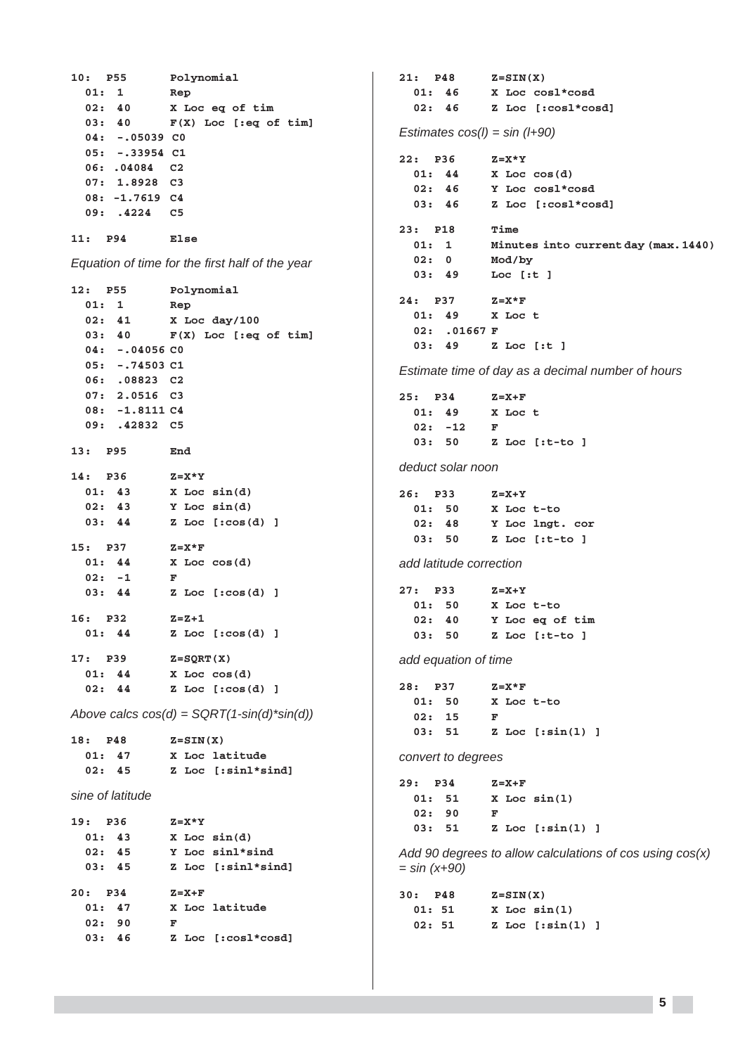```
10:  P55        Polynomial
  01: 1         Rep
  02: 40        X Loc eq of tim
  03: 40        F(X) Loc [:eq of tim]
  04: -.05039 C0
  05: -.33954 C1
  06: .04084  C2
  07: 1.8928  C3
  08: -1.7619 C4
  09: .4224   C5

11:  P94        Else
```

*Equation of time for the first half of the year*

```
12:  P55        Polynomial
  01: 1         Rep
  02: 41        X Loc day/100
  03: 40        F(X) Loc [:eq of tim]
  04: -.04056 C0
  05: -.74503 C1
  06: .08823  C2
  07: 2.0516  C3
  08: -1.8111 C4
  09: .42832  C5

13:  P95        End

14:  P36        Z=X*Y
  01: 43        X Loc sin(d)
  02: 43        Y Loc sin(d)
  03: 44        Z Loc [:cos(d) ]

15:  P37        Z=X*F
  01: 44        X Loc cos(d)
  02: -1        F
  03: 44        Z Loc [:cos(d) ]

16:  P32        Z=Z+1
  01: 44        Z Loc [:cos(d) ]

17:  P39        Z=SQRT(X)
  01: 44        X Loc cos(d)
  02: 44        Z Loc [:cos(d) ]
```

*Above calcs cos(d) = SQRT(1-sin(d)\*sin(d))*

```
18:  P48        Z=SIN(X)
  01: 47        X Loc latitude
  02: 45        Z Loc [:sinl*sind]
```

*sine of latitude*

```
19:  P36        Z=X*Y
  01: 43        X Loc sin(d)
  02: 45        Y Loc sinl*sind
  03: 45        Z Loc [:sinl*sind]

20:  P34        Z=X+F
  01: 47        X Loc latitude
  02: 90        F
  03: 46        Z Loc [:cosl*cosd]

21:  P48        Z=SIN(X)
  01: 46        X Loc cosl*cosd
  02: 46        Z Loc [:cosl*cosd]
```

*Estimates cos(l) = sin (l+90)*

```
22:  P36        Z=X*Y
  01: 44        X Loc cos(d)
  02: 46        Y Loc cosl*cosd
  03: 46        Z Loc [:cosl*cosd]

23:  P18        Time
  01: 1         Minutes into current day (max.1440)
  02: 0         Mod/by
  03: 49        Loc [:t ]

24:  P37        Z=X*F
  01: 49        X Loc t
  02: .01667 F
  03: 49        Z Loc [:t ]
```

*Estimate time of day as a decimal number of hours*

```
25:  P34        Z=X+F
  01: 49        X Loc t
  02: -12       F
  03: 50        Z Loc [:t-to ]
```

*deduct solar noon*

```
26:  P33        Z=X+Y
  01: 50        X Loc t-to
  02: 48        Y Loc lngt. cor
  03: 50        Z Loc [:t-to ]
```

*add latitude correction*

```
27:  P33        Z=X+Y
  01: 50        X Loc t-to
  02: 40        Y Loc eq of tim
  03: 50        Z Loc [:t-to ]
```

*add equation of time*

```
28:  P37        Z=X*F
  01: 50        X Loc t-to
  02: 15        F
  03: 51        Z Loc [:sin(l) ]
```

*convert to degrees*

```
29:  P34        Z=X+F
  01: 51        X Loc sin(l)
  02: 90        F
  03: 51        Z Loc [:sin(l) ]
```

*Add 90 degrees to allow calculations of cos using cos(x) = sin (x+90)*

```
30:  P48        Z=SIN(X)
  01: 51        X Loc sin(l)
  02: 51        Z Loc [:sin(l) ]
```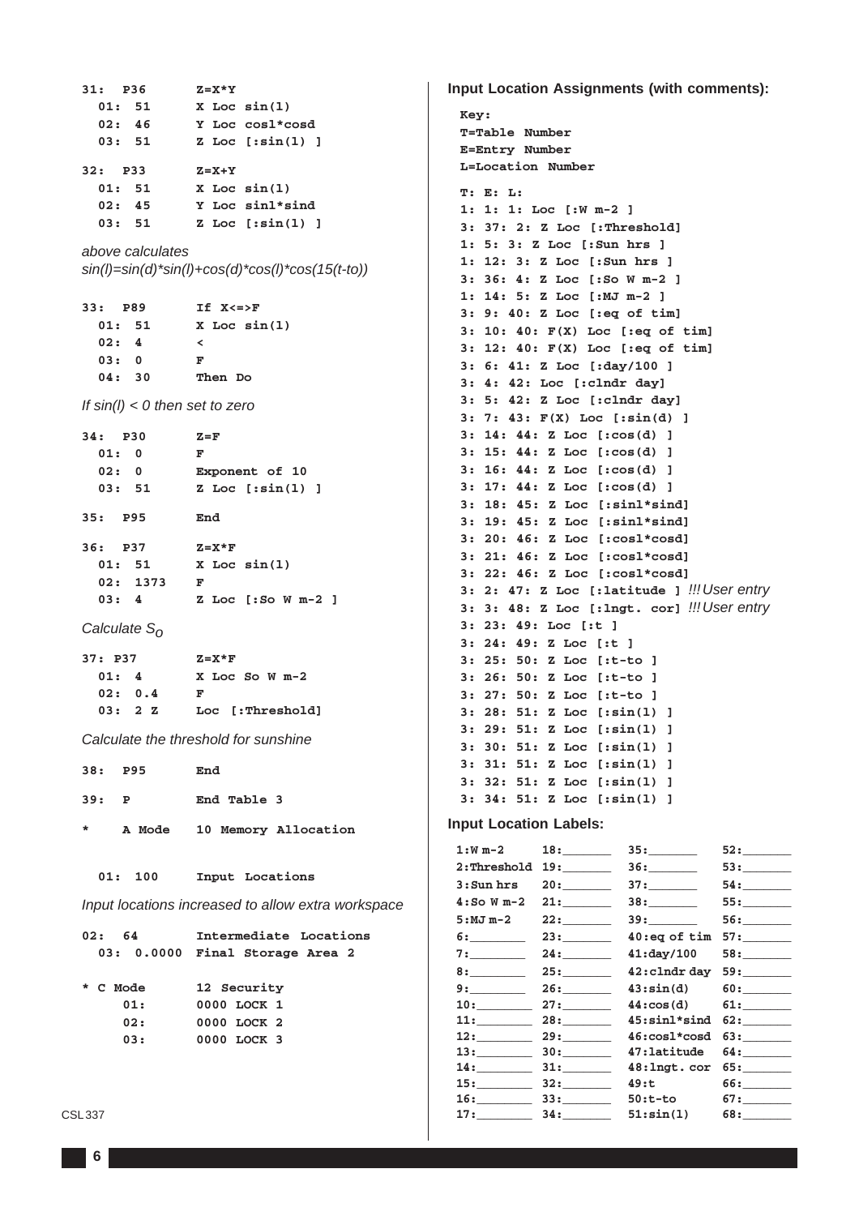```
31:  P36        Z=X*Y
  01:  51       X Loc sin(l)
  02:  46       Y Loc cosl*cosd
  03:  51       Z Loc [:sin(l) ]

32:  P33        Z=X+Y
  01:  51       X Loc sin(l)
  02:  45       Y Loc sinl*sind
  03:  51       Z Loc [:sin(l) ]
```

*above calculates*
*sin(l)=sin(d)\*sin(l)+cos(d)\*cos(l)\*cos(15(t-to))*

```
33:  P89        If X<=>F
  01:  51       X Loc sin(l)
  02:  4        <
  03:  0        F
  04:  30       Then Do
```

*If sin(l) < 0 then set to zero*

```
34:  P30        Z=F
  01:  0        F
  02:  0        Exponent of 10
  03:  51       Z Loc [:sin(l) ]

35:  P95        End

36:  P37        Z=X*F
  01:  51       X Loc sin(l)
  02:  1373     F
  03:  4        Z Loc [:So W m-2 ]
```

*Calculate $S_o$*

```
37: P37         Z=X*F
  01:  4        X Loc So W m-2
  02:  0.4      F
  03:  2 Z      Loc [:Threshold]
```

*Calculate the threshold for sunshine*

```
38:  P95        End

39:  P          End Table 3

*    A Mode     10 Memory Allocation

  01:  100      Input Locations
```

*Input locations increased to allow extra workspace*

```
02:  64         Intermediate Locations
  03:  0.0000   Final Storage Area 2

* C Mode        12 Security
     01:        0000 LOCK 1
     02:        0000 LOCK 2
     03:        0000 LOCK 3
```

CSL 337

### Input Location Assignments (with comments):

```
Key:
T=Table Number
E=Entry Number
L=Location Number

T: E: L:
1: 1: 1: Loc [:W m-2 ]
3: 37: 2: Z Loc [:Threshold]
1: 5: 3: Z Loc [:Sun hrs ]
1: 12: 3: Z Loc [:Sun hrs ]
3: 36: 4: Z Loc [:So W m-2 ]
1: 14: 5: Z Loc [:MJ m-2 ]
3: 9: 40: Z Loc [:eq of tim]
3: 10: 40: F(X) Loc [:eq of tim]
3: 12: 40: F(X) Loc [:eq of tim]
3: 6: 41: Z Loc [:day/100 ]
3: 4: 42: Loc [:clndr day]
3: 5: 42: Z Loc [:clndr day]
3: 7: 43: F(X) Loc [:sin(d) ]
3: 14: 44: Z Loc [:cos(d) ]
3: 15: 44: Z Loc [:cos(d) ]
3: 16: 44: Z Loc [:cos(d) ]
3: 17: 44: Z Loc [:cos(d) ]
3: 18: 45: Z Loc [:sinl*sind]
3: 19: 45: Z Loc [:sinl*sind]
3: 20: 46: Z Loc [:cosl*cosd]
3: 21: 46: Z Loc [:cosl*cosd]
3: 22: 46: Z Loc [:cosl*cosd]
3: 2: 47: Z Loc [:latitude ] !!! User entry
3: 3: 48: Z Loc [:lngt. cor] !!! User entry
3: 23: 49: Loc [:t ]
3: 24: 49: Z Loc [:t ]
3: 25: 50: Z Loc [:t-to ]
3: 26: 50: Z Loc [:t-to ]
3: 27: 50: Z Loc [:t-to ]
3: 28: 51: Z Loc [:sin(l) ]
3: 29: 51: Z Loc [:sin(l) ]
3: 30: 51: Z Loc [:sin(l) ]
3: 31: 51: Z Loc [:sin(l) ]
3: 32: 51: Z Loc [:sin(l) ]
3: 34: 51: Z Loc [:sin(l) ]
```

### Input Location Labels:

| | | | |
|---|---|---|---|
| 1:W m-2 | 18:_______ | 35:_______ | 52:_______ |
| 2:Threshold | 19:_______ | 36:_______ | 53:_______ |
| 3:Sun hrs | 20:_______ | 37:_______ | 54:_______ |
| 4:So W m-2 | 21:_______ | 38:_______ | 55:_______ |
| 5:MJ m-2 | 22:_______ | 39:_______ | 56:_______ |
| 6:_______ | 23:_______ | 40:eq of tim | 57:_______ |
| 7:_______ | 24:_______ | 41:day/100 | 58:_______ |
| 8:_______ | 25:_______ | 42:clndr day | 59:_______ |
| 9:_______ | 26:_______ | 43:sin(d) | 60:_______ |
| 10:_______ | 27:_______ | 44:cos(d) | 61:_______ |
| 11:_______ | 28:_______ | 45:sinl*sind | 62:_______ |
| 12:_______ | 29:_______ | 46:cosl*cosd | 63:_______ |
| 13:_______ | 30:_______ | 47:latitude | 64:_______ |
| 14:_______ | 31:_______ | 48:lngt. cor | 65:_______ |
| 15:_______ | 32:_______ | 49:t | 66:_______ |
| 16:_______ | 33:_______ | 50:t-to | 67:_______ |
| 17:_______ | 34:_______ | 51:sin(l) | 68:_______ |